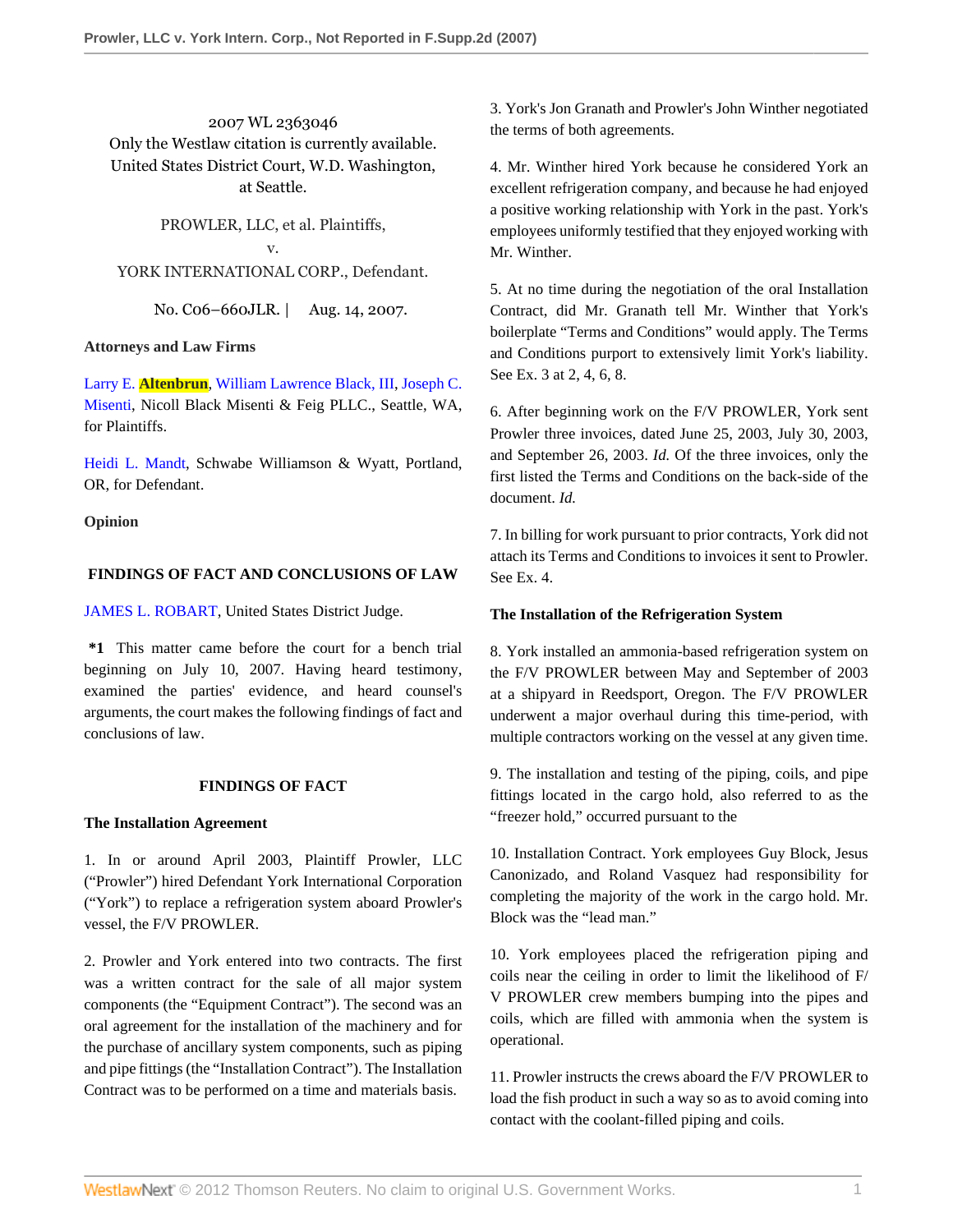2007 WL 2363046
Only the Westlaw citation is currently available.
United States District Court, W.D. Washington,
at Seattle.

PROWLER, LLC, et al. Plaintiffs,
v.
YORK INTERNATIONAL CORP., Defendant.

No. C06–660JLR. | Aug. 14, 2007.

**Attorneys and Law Firms**

Larry E. Altenbrun, William Lawrence Black, III, Joseph C. Misenti, Nicoll Black Misenti & Feig PLLC., Seattle, WA, for Plaintiffs.

Heidi L. Mandt, Schwabe Williamson & Wyatt, Portland, OR, for Defendant.

**Opinion**

## FINDINGS OF FACT AND CONCLUSIONS OF LAW

JAMES L. ROBART, United States District Judge.

**\*1** This matter came before the court for a bench trial beginning on July 10, 2007. Having heard testimony, examined the parties' evidence, and heard counsel's arguments, the court makes the following findings of fact and conclusions of law.

## FINDINGS OF FACT

### The Installation Agreement

1. In or around April 2003, Plaintiff Prowler, LLC ("Prowler") hired Defendant York International Corporation ("York") to replace a refrigeration system aboard Prowler's vessel, the F/V PROWLER.

2. Prowler and York entered into two contracts. The first was a written contract for the sale of all major system components (the "Equipment Contract"). The second was an oral agreement for the installation of the machinery and for the purchase of ancillary system components, such as piping and pipe fittings (the "Installation Contract"). The Installation Contract was to be performed on a time and materials basis.

3. York's Jon Granath and Prowler's John Winther negotiated the terms of both agreements.

4. Mr. Winther hired York because he considered York an excellent refrigeration company, and because he had enjoyed a positive working relationship with York in the past. York's employees uniformly testified that they enjoyed working with Mr. Winther.

5. At no time during the negotiation of the oral Installation Contract, did Mr. Granath tell Mr. Winther that York's boilerplate "Terms and Conditions" would apply. The Terms and Conditions purport to extensively limit York's liability. See Ex. 3 at 2, 4, 6, 8.

6. After beginning work on the F/V PROWLER, York sent Prowler three invoices, dated June 25, 2003, July 30, 2003, and September 26, 2003. *Id.* Of the three invoices, only the first listed the Terms and Conditions on the back-side of the document. *Id.*

7. In billing for work pursuant to prior contracts, York did not attach its Terms and Conditions to invoices it sent to Prowler. See Ex. 4.

### The Installation of the Refrigeration System

8. York installed an ammonia-based refrigeration system on the F/V PROWLER between May and September of 2003 at a shipyard in Reedsport, Oregon. The F/V PROWLER underwent a major overhaul during this time-period, with multiple contractors working on the vessel at any given time.

9. The installation and testing of the piping, coils, and pipe fittings located in the cargo hold, also referred to as the "freezer hold," occurred pursuant to the

10. Installation Contract. York employees Guy Block, Jesus Canonizado, and Roland Vasquez had responsibility for completing the majority of the work in the cargo hold. Mr. Block was the "lead man."

10. York employees placed the refrigeration piping and coils near the ceiling in order to limit the likelihood of F/V PROWLER crew members bumping into the pipes and coils, which are filled with ammonia when the system is operational.

11. Prowler instructs the crews aboard the F/V PROWLER to load the fish product in such a way so as to avoid coming into contact with the coolant-filled piping and coils.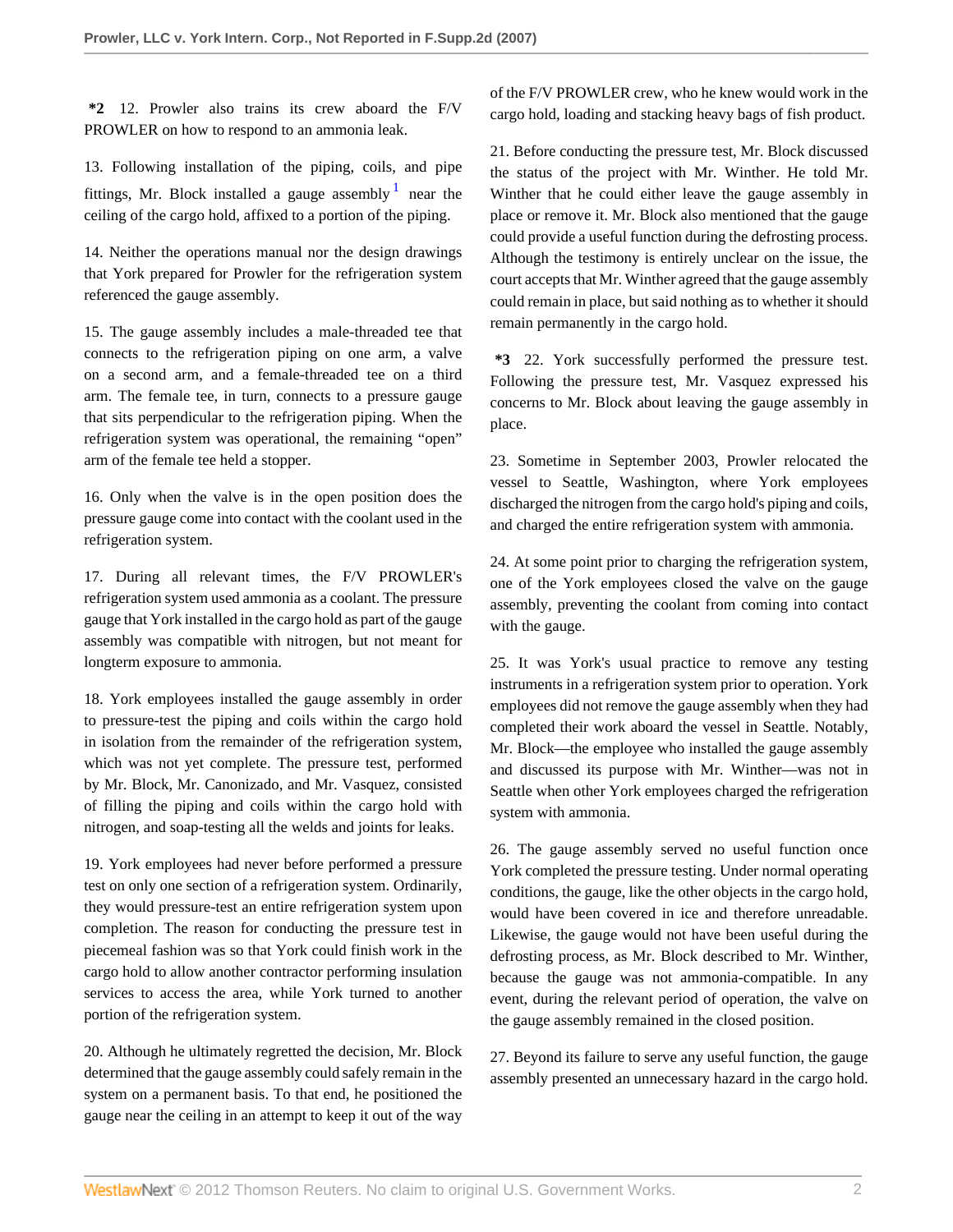**\*2** 12. Prowler also trains its crew aboard the F/V PROWLER on how to respond to an ammonia leak.

13. Following installation of the piping, coils, and pipe fittings, Mr. Block installed a gauge assembly[1] near the ceiling of the cargo hold, affixed to a portion of the piping.

14. Neither the operations manual nor the design drawings that York prepared for Prowler for the refrigeration system referenced the gauge assembly.

15. The gauge assembly includes a male-threaded tee that connects to the refrigeration piping on one arm, a valve on a second arm, and a female-threaded tee on a third arm. The female tee, in turn, connects to a pressure gauge that sits perpendicular to the refrigeration piping. When the refrigeration system was operational, the remaining "open" arm of the female tee held a stopper.

16. Only when the valve is in the open position does the pressure gauge come into contact with the coolant used in the refrigeration system.

17. During all relevant times, the F/V PROWLER's refrigeration system used ammonia as a coolant. The pressure gauge that York installed in the cargo hold as part of the gauge assembly was compatible with nitrogen, but not meant for longterm exposure to ammonia.

18. York employees installed the gauge assembly in order to pressure-test the piping and coils within the cargo hold in isolation from the remainder of the refrigeration system, which was not yet complete. The pressure test, performed by Mr. Block, Mr. Canonizado, and Mr. Vasquez, consisted of filling the piping and coils within the cargo hold with nitrogen, and soap-testing all the welds and joints for leaks.

19. York employees had never before performed a pressure test on only one section of a refrigeration system. Ordinarily, they would pressure-test an entire refrigeration system upon completion. The reason for conducting the pressure test in piecemeal fashion was so that York could finish work in the cargo hold to allow another contractor performing insulation services to access the area, while York turned to another portion of the refrigeration system.

20. Although he ultimately regretted the decision, Mr. Block determined that the gauge assembly could safely remain in the system on a permanent basis. To that end, he positioned the gauge near the ceiling in an attempt to keep it out of the way of the F/V PROWLER crew, who he knew would work in the cargo hold, loading and stacking heavy bags of fish product.

21. Before conducting the pressure test, Mr. Block discussed the status of the project with Mr. Winther. He told Mr. Winther that he could either leave the gauge assembly in place or remove it. Mr. Block also mentioned that the gauge could provide a useful function during the defrosting process. Although the testimony is entirely unclear on the issue, the court accepts that Mr. Winther agreed that the gauge assembly could remain in place, but said nothing as to whether it should remain permanently in the cargo hold.

**\*3** 22. York successfully performed the pressure test. Following the pressure test, Mr. Vasquez expressed his concerns to Mr. Block about leaving the gauge assembly in place.

23. Sometime in September 2003, Prowler relocated the vessel to Seattle, Washington, where York employees discharged the nitrogen from the cargo hold's piping and coils, and charged the entire refrigeration system with ammonia.

24. At some point prior to charging the refrigeration system, one of the York employees closed the valve on the gauge assembly, preventing the coolant from coming into contact with the gauge.

25. It was York's usual practice to remove any testing instruments in a refrigeration system prior to operation. York employees did not remove the gauge assembly when they had completed their work aboard the vessel in Seattle. Notably, Mr. Block—the employee who installed the gauge assembly and discussed its purpose with Mr. Winther—was not in Seattle when other York employees charged the refrigeration system with ammonia.

26. The gauge assembly served no useful function once York completed the pressure testing. Under normal operating conditions, the gauge, like the other objects in the cargo hold, would have been covered in ice and therefore unreadable. Likewise, the gauge would not have been useful during the defrosting process, as Mr. Block described to Mr. Winther, because the gauge was not ammonia-compatible. In any event, during the relevant period of operation, the valve on the gauge assembly remained in the closed position.

27. Beyond its failure to serve any useful function, the gauge assembly presented an unnecessary hazard in the cargo hold.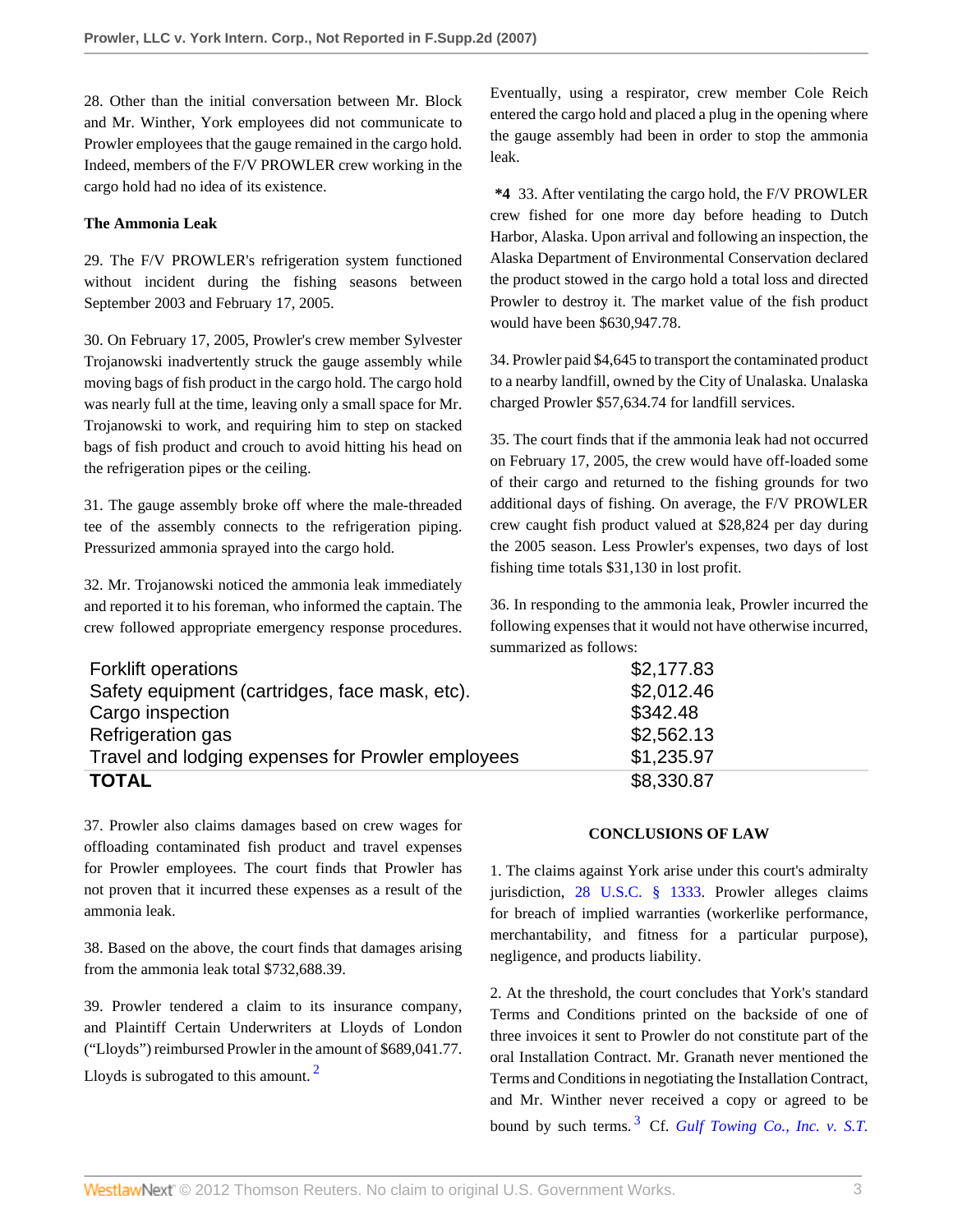28. Other than the initial conversation between Mr. Block and Mr. Winther, York employees did not communicate to Prowler employees that the gauge remained in the cargo hold. Indeed, members of the F/V PROWLER crew working in the cargo hold had no idea of its existence.

**The Ammonia Leak**

29. The F/V PROWLER's refrigeration system functioned without incident during the fishing seasons between September 2003 and February 17, 2005.

30. On February 17, 2005, Prowler's crew member Sylvester Trojanowski inadvertently struck the gauge assembly while moving bags of fish product in the cargo hold. The cargo hold was nearly full at the time, leaving only a small space for Mr. Trojanowski to work, and requiring him to step on stacked bags of fish product and crouch to avoid hitting his head on the refrigeration pipes or the ceiling.

31. The gauge assembly broke off where the male-threaded tee of the assembly connects to the refrigeration piping. Pressurized ammonia sprayed into the cargo hold.

32. Mr. Trojanowski noticed the ammonia leak immediately and reported it to his foreman, who informed the captain. The crew followed appropriate emergency response procedures. Eventually, using a respirator, crew member Cole Reich entered the cargo hold and placed a plug in the opening where the gauge assembly had been in order to stop the ammonia leak.

**\*4** 33. After ventilating the cargo hold, the F/V PROWLER crew fished for one more day before heading to Dutch Harbor, Alaska. Upon arrival and following an inspection, the Alaska Department of Environmental Conservation declared the product stowed in the cargo hold a total loss and directed Prowler to destroy it. The market value of the fish product would have been $630,947.78.

34. Prowler paid $4,645 to transport the contaminated product to a nearby landfill, owned by the City of Unalaska. Unalaska charged Prowler $57,634.74 for landfill services.

35. The court finds that if the ammonia leak had not occurred on February 17, 2005, the crew would have off-loaded some of their cargo and returned to the fishing grounds for two additional days of fishing. On average, the F/V PROWLER crew caught fish product valued at $28,824 per day during the 2005 season. Less Prowler's expenses, two days of lost fishing time totals $31,130 in lost profit.

36. In responding to the ammonia leak, Prowler incurred the following expenses that it would not have otherwise incurred, summarized as follows:

| | |
|---|---|
| Forklift operations | $2,177.83 |
| Safety equipment (cartridges, face mask, etc). | $2,012.46 |
| Cargo inspection | $342.48 |
| Refrigeration gas | $2,562.13 |
| Travel and lodging expenses for Prowler employees | $1,235.97 |
| **TOTAL** | $8,330.87 |

37. Prowler also claims damages based on crew wages for offloading contaminated fish product and travel expenses for Prowler employees. The court finds that Prowler has not proven that it incurred these expenses as a result of the ammonia leak.

38. Based on the above, the court finds that damages arising from the ammonia leak total $732,688.39.

39. Prowler tendered a claim to its insurance company, and Plaintiff Certain Underwriters at Lloyds of London ("Lloyds") reimbursed Prowler in the amount of $689,041.77. Lloyds is subrogated to this amount. [2]

**CONCLUSIONS OF LAW**

1. The claims against York arise under this court's admiralty jurisdiction, 28 U.S.C. § 1333. Prowler alleges claims for breach of implied warranties (workerlike performance, merchantability, and fitness for a particular purpose), negligence, and products liability.

2. At the threshold, the court concludes that York's standard Terms and Conditions printed on the backside of one of three invoices it sent to Prowler do not constitute part of the oral Installation Contract. Mr. Granath never mentioned the Terms and Conditions in negotiating the Installation Contract, and Mr. Winther never received a copy or agreed to be bound by such terms. [3] Cf. *Gulf Towing Co., Inc. v. S.T.*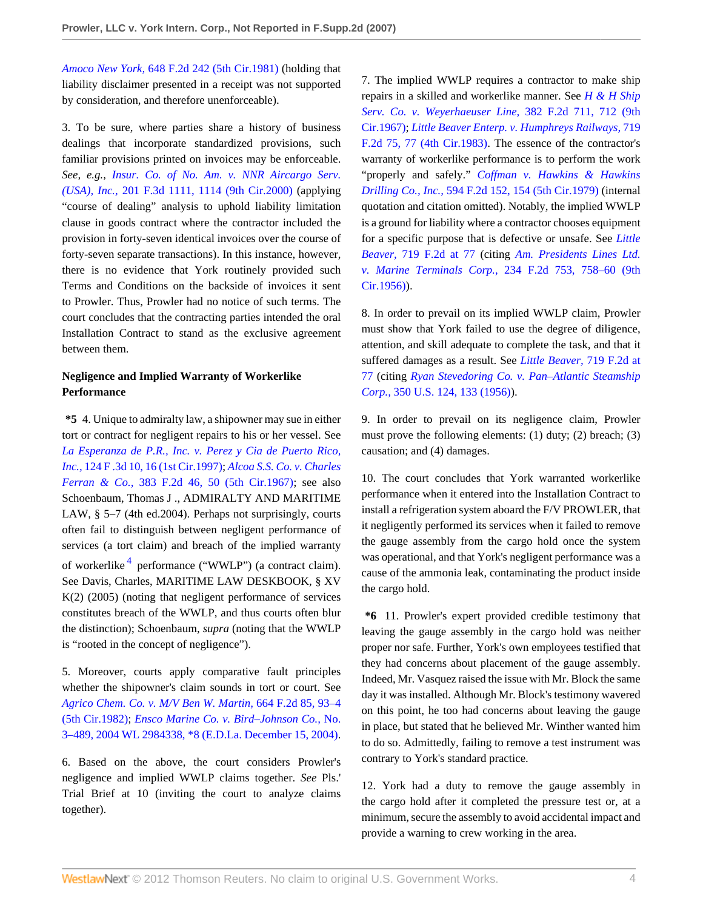*Amoco New York,* 648 F.2d 242 (5th Cir.1981) (holding that liability disclaimer presented in a receipt was not supported by consideration, and therefore unenforceable).

3. To be sure, where parties share a history of business dealings that incorporate standardized provisions, such familiar provisions printed on invoices may be enforceable. *See, e.g., Insur. Co. of No. Am. v. NNR Aircargo Serv. (USA), Inc.,* 201 F.3d 1111, 1114 (9th Cir.2000) (applying "course of dealing" analysis to uphold liability limitation clause in goods contract where the contractor included the provision in forty-seven identical invoices over the course of forty-seven separate transactions). In this instance, however, there is no evidence that York routinely provided such Terms and Conditions on the backside of invoices it sent to Prowler. Thus, Prowler had no notice of such terms. The court concludes that the contracting parties intended the oral Installation Contract to stand as the exclusive agreement between them.

**Negligence and Implied Warranty of Workerlike Performance**

**\*5** 4. Unique to admiralty law, a shipowner may sue in either tort or contract for negligent repairs to his or her vessel. See *La Esperanza de P.R., Inc. v. Perez y Cia de Puerto Rico, Inc.,* 124 F.3d 10, 16 (1st Cir.1997); *Alcoa S.S. Co. v. Charles Ferran & Co.,* 383 F.2d 46, 50 (5th Cir.1967); see also Schoenbaum, Thomas J ., ADMIRALTY AND MARITIME LAW, § 5–7 (4th ed.2004). Perhaps not surprisingly, courts often fail to distinguish between negligent performance of services (a tort claim) and breach of the implied warranty of workerlike [4] performance ("WWLP") (a contract claim). See Davis, Charles, MARITIME LAW DESKBOOK, § XV K(2) (2005) (noting that negligent performance of services constitutes breach of the WWLP, and thus courts often blur the distinction); Schoenbaum, *supra* (noting that the WWLP is "rooted in the concept of negligence").

5. Moreover, courts apply comparative fault principles whether the shipowner's claim sounds in tort or court. See *Agrico Chem. Co. v. M/V Ben W. Martin,* 664 F.2d 85, 93–4 (5th Cir.1982); *Ensco Marine Co. v. Bird–Johnson Co.,* No. 3–489, 2004 WL 2984338, \*8 (E.D.La. December 15, 2004).

6. Based on the above, the court considers Prowler's negligence and implied WWLP claims together. *See* Pls.' Trial Brief at 10 (inviting the court to analyze claims together).

7. The implied WWLP requires a contractor to make ship repairs in a skilled and workerlike manner. See *H & H Ship Serv. Co. v. Weyerhaeuser Line,* 382 F.2d 711, 712 (9th Cir.1967); *Little Beaver Enterp. v. Humphreys Railways,* 719 F.2d 75, 77 (4th Cir.1983). The essence of the contractor's warranty of workerlike performance is to perform the work "properly and safely." *Coffman v. Hawkins & Hawkins Drilling Co., Inc.,* 594 F.2d 152, 154 (5th Cir.1979) (internal quotation and citation omitted). Notably, the implied WWLP is a ground for liability where a contractor chooses equipment for a specific purpose that is defective or unsafe. See *Little Beaver,* 719 F.2d at 77 (citing *Am. Presidents Lines Ltd. v. Marine Terminals Corp.,* 234 F.2d 753, 758–60 (9th Cir.1956)).

8. In order to prevail on its implied WWLP claim, Prowler must show that York failed to use the degree of diligence, attention, and skill adequate to complete the task, and that it suffered damages as a result. See *Little Beaver,* 719 F.2d at 77 (citing *Ryan Stevedoring Co. v. Pan–Atlantic Steamship Corp.,* 350 U.S. 124, 133 (1956)).

9. In order to prevail on its negligence claim, Prowler must prove the following elements: (1) duty; (2) breach; (3) causation; and (4) damages.

10. The court concludes that York warranted workerlike performance when it entered into the Installation Contract to install a refrigeration system aboard the F/V PROWLER, that it negligently performed its services when it failed to remove the gauge assembly from the cargo hold once the system was operational, and that York's negligent performance was a cause of the ammonia leak, contaminating the product inside the cargo hold.

**\*6** 11. Prowler's expert provided credible testimony that leaving the gauge assembly in the cargo hold was neither proper nor safe. Further, York's own employees testified that they had concerns about placement of the gauge assembly. Indeed, Mr. Vasquez raised the issue with Mr. Block the same day it was installed. Although Mr. Block's testimony wavered on this point, he too had concerns about leaving the gauge in place, but stated that he believed Mr. Winther wanted him to do so. Admittedly, failing to remove a test instrument was contrary to York's standard practice.

12. York had a duty to remove the gauge assembly in the cargo hold after it completed the pressure test or, at a minimum, secure the assembly to avoid accidental impact and provide a warning to crew working in the area.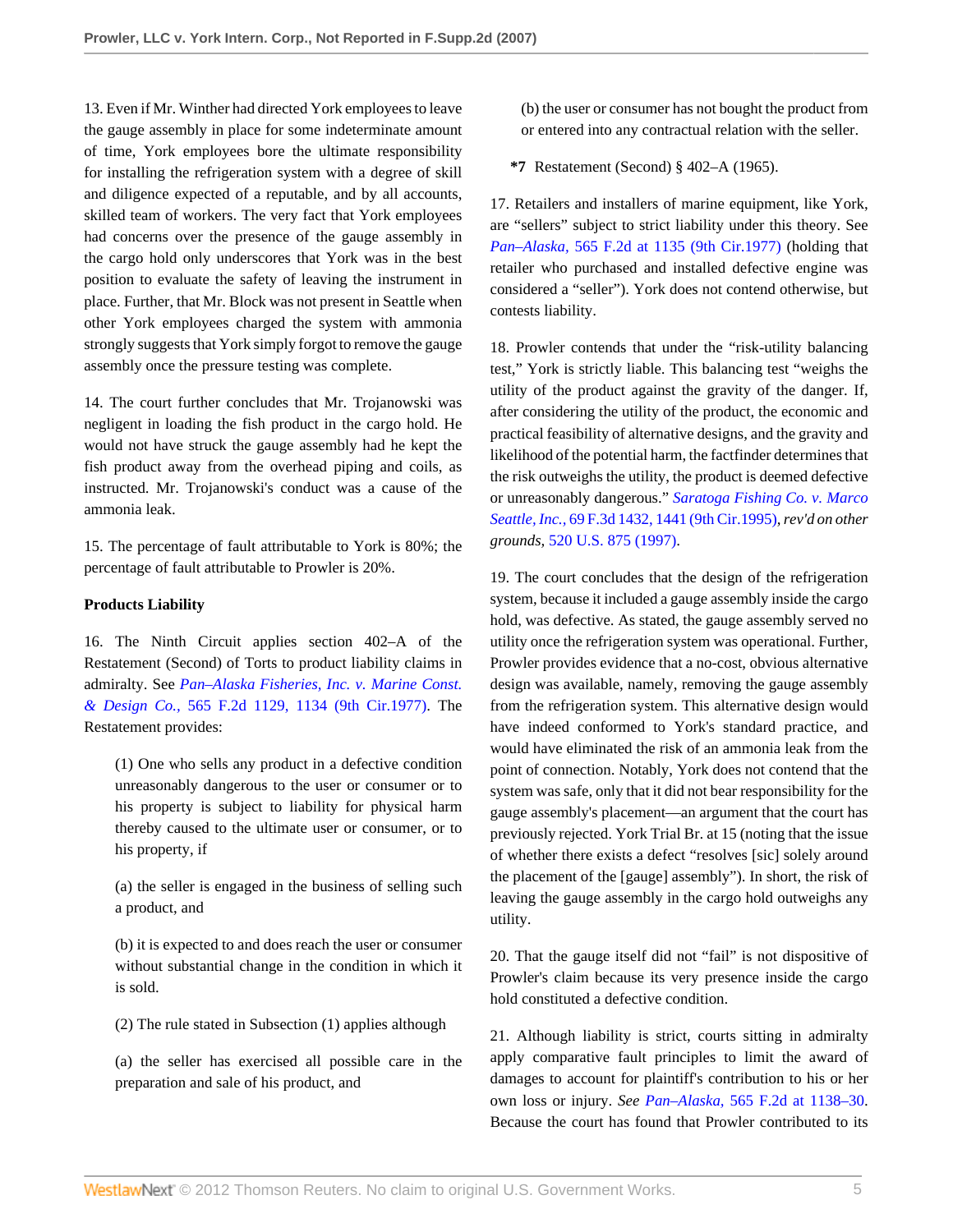13. Even if Mr. Winther had directed York employees to leave the gauge assembly in place for some indeterminate amount of time, York employees bore the ultimate responsibility for installing the refrigeration system with a degree of skill and diligence expected of a reputable, and by all accounts, skilled team of workers. The very fact that York employees had concerns over the presence of the gauge assembly in the cargo hold only underscores that York was in the best position to evaluate the safety of leaving the instrument in place. Further, that Mr. Block was not present in Seattle when other York employees charged the system with ammonia strongly suggests that York simply forgot to remove the gauge assembly once the pressure testing was complete.

14. The court further concludes that Mr. Trojanowski was negligent in loading the fish product in the cargo hold. He would not have struck the gauge assembly had he kept the fish product away from the overhead piping and coils, as instructed. Mr. Trojanowski's conduct was a cause of the ammonia leak.

15. The percentage of fault attributable to York is 80%; the percentage of fault attributable to Prowler is 20%.

**Products Liability**

16. The Ninth Circuit applies section 402–A of the Restatement (Second) of Torts to product liability claims in admiralty. See *Pan–Alaska Fisheries, Inc. v. Marine Const. & Design Co.,* 565 F.2d 1129, 1134 (9th Cir.1977). The Restatement provides:

> (1) One who sells any product in a defective condition unreasonably dangerous to the user or consumer or to his property is subject to liability for physical harm thereby caused to the ultimate user or consumer, or to his property, if
>
> (a) the seller is engaged in the business of selling such a product, and
>
> (b) it is expected to and does reach the user or consumer without substantial change in the condition in which it is sold.
>
> (2) The rule stated in Subsection (1) applies although
>
> (a) the seller has exercised all possible care in the preparation and sale of his product, and
>
> (b) the user or consumer has not bought the product from or entered into any contractual relation with the seller.

**\*7** Restatement (Second) § 402–A (1965).

17. Retailers and installers of marine equipment, like York, are "sellers" subject to strict liability under this theory. See *Pan–Alaska,* 565 F.2d at 1135 (9th Cir.1977) (holding that retailer who purchased and installed defective engine was considered a "seller"). York does not contend otherwise, but contests liability.

18. Prowler contends that under the "risk-utility balancing test," York is strictly liable. This balancing test "weighs the utility of the product against the gravity of the danger. If, after considering the utility of the product, the economic and practical feasibility of alternative designs, and the gravity and likelihood of the potential harm, the factfinder determines that the risk outweighs the utility, the product is deemed defective or unreasonably dangerous." *Saratoga Fishing Co. v. Marco Seattle, Inc.,* 69 F.3d 1432, 1441 (9th Cir.1995), *rev'd on other grounds,* 520 U.S. 875 (1997).

19. The court concludes that the design of the refrigeration system, because it included a gauge assembly inside the cargo hold, was defective. As stated, the gauge assembly served no utility once the refrigeration system was operational. Further, Prowler provides evidence that a no-cost, obvious alternative design was available, namely, removing the gauge assembly from the refrigeration system. This alternative design would have indeed conformed to York's standard practice, and would have eliminated the risk of an ammonia leak from the point of connection. Notably, York does not contend that the system was safe, only that it did not bear responsibility for the gauge assembly's placement—an argument that the court has previously rejected. York Trial Br. at 15 (noting that the issue of whether there exists a defect "resolves [sic] solely around the placement of the [gauge] assembly"). In short, the risk of leaving the gauge assembly in the cargo hold outweighs any utility.

20. That the gauge itself did not "fail" is not dispositive of Prowler's claim because its very presence inside the cargo hold constituted a defective condition.

21. Although liability is strict, courts sitting in admiralty apply comparative fault principles to limit the award of damages to account for plaintiff's contribution to his or her own loss or injury. *See Pan–Alaska,* 565 F.2d at 1138–30. Because the court has found that Prowler contributed to its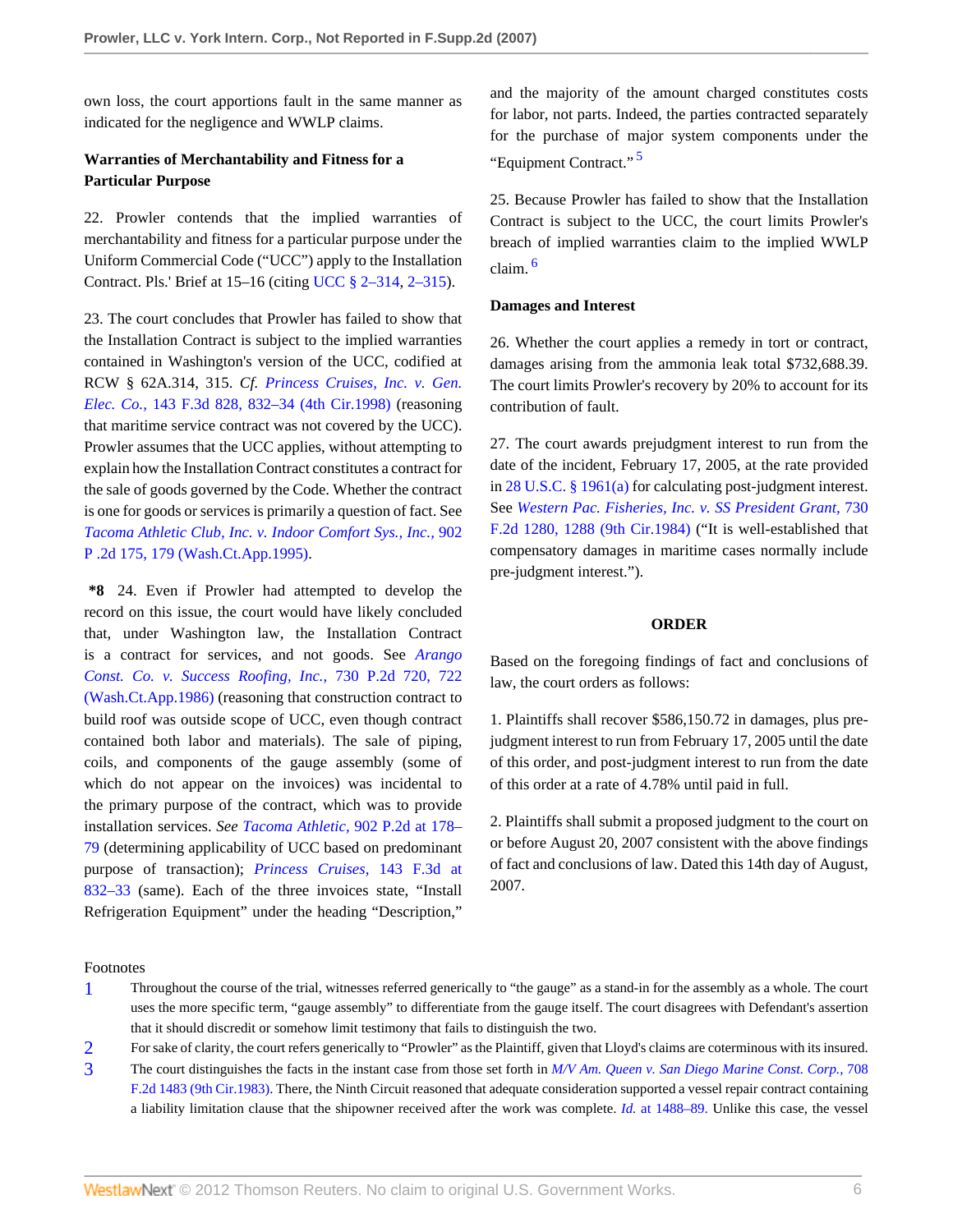own loss, the court apportions fault in the same manner as indicated for the negligence and WWLP claims.

**Warranties of Merchantability and Fitness for a Particular Purpose**

22. Prowler contends that the implied warranties of merchantability and fitness for a particular purpose under the Uniform Commercial Code ("UCC") apply to the Installation Contract. Pls.' Brief at 15–16 (citing UCC § 2–314, 2–315).

23. The court concludes that Prowler has failed to show that the Installation Contract is subject to the implied warranties contained in Washington's version of the UCC, codified at RCW § 62A.314, 315. *Cf. Princess Cruises, Inc. v. Gen. Elec. Co.,* 143 F.3d 828, 832–34 (4th Cir.1998) (reasoning that maritime service contract was not covered by the UCC). Prowler assumes that the UCC applies, without attempting to explain how the Installation Contract constitutes a contract for the sale of goods governed by the Code. Whether the contract is one for goods or services is primarily a question of fact. See *Tacoma Athletic Club, Inc. v. Indoor Comfort Sys., Inc.,* 902 P .2d 175, 179 (Wash.Ct.App.1995).

**\*8** 24. Even if Prowler had attempted to develop the record on this issue, the court would have likely concluded that, under Washington law, the Installation Contract is a contract for services, and not goods. See *Arango Const. Co. v. Success Roofing, Inc.,* 730 P.2d 720, 722 (Wash.Ct.App.1986) (reasoning that construction contract to build roof was outside scope of UCC, even though contract contained both labor and materials). The sale of piping, coils, and components of the gauge assembly (some of which do not appear on the invoices) was incidental to the primary purpose of the contract, which was to provide installation services. *See Tacoma Athletic,* 902 P.2d at 178–79 (determining applicability of UCC based on predominant purpose of transaction); *Princess Cruises,* 143 F.3d at 832–33 (same). Each of the three invoices state, "Install Refrigeration Equipment" under the heading "Description," and the majority of the amount charged constitutes costs for labor, not parts. Indeed, the parties contracted separately for the purchase of major system components under the "Equipment Contract." [5]

25. Because Prowler has failed to show that the Installation Contract is subject to the UCC, the court limits Prowler's breach of implied warranties claim to the implied WWLP claim. [6]

**Damages and Interest**

26. Whether the court applies a remedy in tort or contract, damages arising from the ammonia leak total $732,688.39. The court limits Prowler's recovery by 20% to account for its contribution of fault.

27. The court awards prejudgment interest to run from the date of the incident, February 17, 2005, at the rate provided in 28 U.S.C. § 1961(a) for calculating post-judgment interest. See *Western Pac. Fisheries, Inc. v. SS President Grant,* 730 F.2d 1280, 1288 (9th Cir.1984) ("It is well-established that compensatory damages in maritime cases normally include pre-judgment interest.").

**ORDER**

Based on the foregoing findings of fact and conclusions of law, the court orders as follows:

1. Plaintiffs shall recover $586,150.72 in damages, plus pre-judgment interest to run from February 17, 2005 until the date of this order, and post-judgment interest to run from the date of this order at a rate of 4.78% until paid in full.

2. Plaintiffs shall submit a proposed judgment to the court on or before August 20, 2007 consistent with the above findings of fact and conclusions of law. Dated this 14th day of August, 2007.

Footnotes

1. Throughout the course of the trial, witnesses referred generically to "the gauge" as a stand-in for the assembly as a whole. The court uses the more specific term, "gauge assembly" to differentiate from the gauge itself. The court disagrees with Defendant's assertion that it should discredit or somehow limit testimony that fails to distinguish the two.

2. For sake of clarity, the court refers generically to "Prowler" as the Plaintiff, given that Lloyd's claims are coterminous with its insured.

3. The court distinguishes the facts in the instant case from those set forth in *M/V Am. Queen v. San Diego Marine Const. Corp.,* 708 F.2d 1483 (9th Cir.1983). There, the Ninth Circuit reasoned that adequate consideration supported a vessel repair contract containing a liability limitation clause that the shipowner received after the work was complete. *Id.* at 1488–89. Unlike this case, the vessel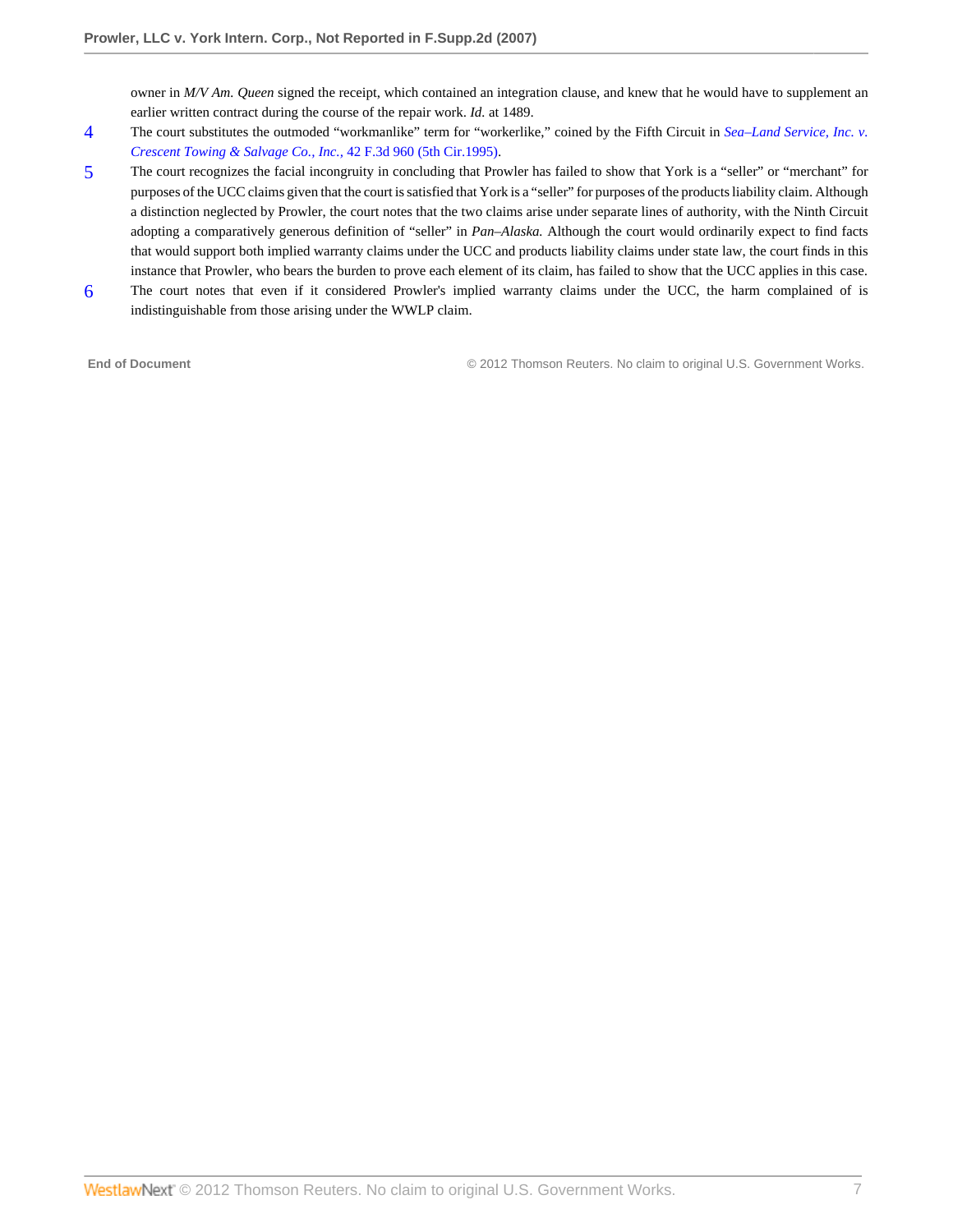owner in *M/V Am. Queen* signed the receipt, which contained an integration clause, and knew that he would have to supplement an earlier written contract during the course of the repair work. *Id.* at 1489.

4 The court substitutes the outmoded "workmanlike" term for "workerlike," coined by the Fifth Circuit in *Sea–Land Service, Inc. v. Crescent Towing & Salvage Co., Inc.*, 42 F.3d 960 (5th Cir.1995).

5 The court recognizes the facial incongruity in concluding that Prowler has failed to show that York is a "seller" or "merchant" for purposes of the UCC claims given that the court is satisfied that York is a "seller" for purposes of the products liability claim. Although a distinction neglected by Prowler, the court notes that the two claims arise under separate lines of authority, with the Ninth Circuit adopting a comparatively generous definition of "seller" in *Pan–Alaska.* Although the court would ordinarily expect to find facts that would support both implied warranty claims under the UCC and products liability claims under state law, the court finds in this instance that Prowler, who bears the burden to prove each element of its claim, has failed to show that the UCC applies in this case.

6 The court notes that even if it considered Prowler's implied warranty claims under the UCC, the harm complained of is indistinguishable from those arising under the WWLP claim.

**End of Document** © 2012 Thomson Reuters. No claim to original U.S. Government Works.